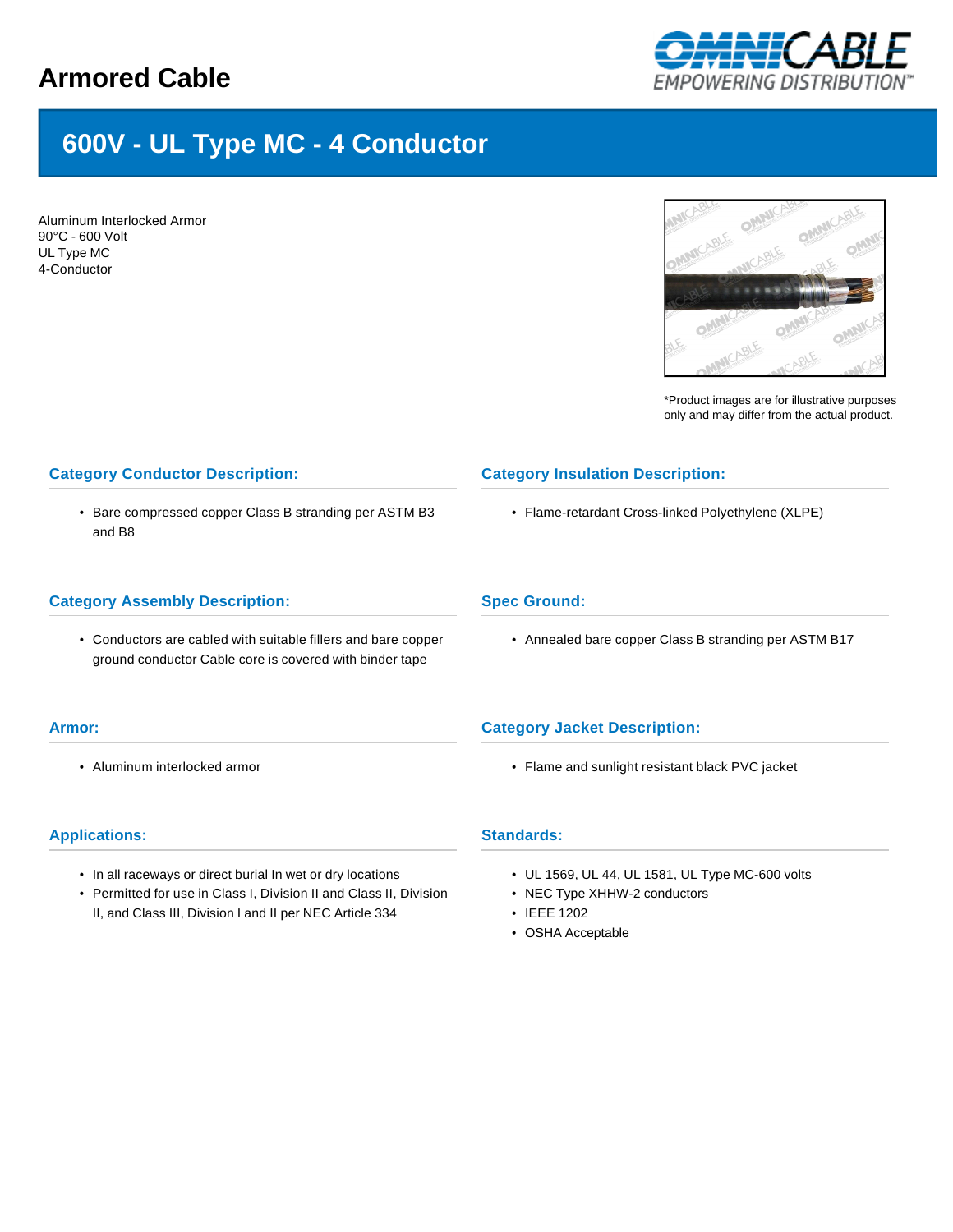# Armored Cable

## 600V - UL Type MC - 4 Conductor

Aluminum Interlocked Armor
90°C - 600 Volt
UL Type MC
4-Conductor

*Product images are for illustrative purposes only and may differ from the actual product.

### Category Conductor Description:

- Bare compressed copper Class B stranding per ASTM B3 and B8

### Category Insulation Description:

- Flame-retardant Cross-linked Polyethylene (XLPE)

### Category Assembly Description:

- Conductors are cabled with suitable fillers and bare copper ground conductor Cable core is covered with binder tape

### Spec Ground:

- Annealed bare copper Class B stranding per ASTM B17

### Armor:

- Aluminum interlocked armor

### Category Jacket Description:

- Flame and sunlight resistant black PVC jacket

### Applications:

- In all raceways or direct burial In wet or dry locations
- Permitted for use in Class I, Division II and Class II, Division II, and Class III, Division I and II per NEC Article 334

### Standards:

- UL 1569, UL 44, UL 1581, UL Type MC-600 volts
- NEC Type XHHW-2 conductors
- IEEE 1202
- OSHA Acceptable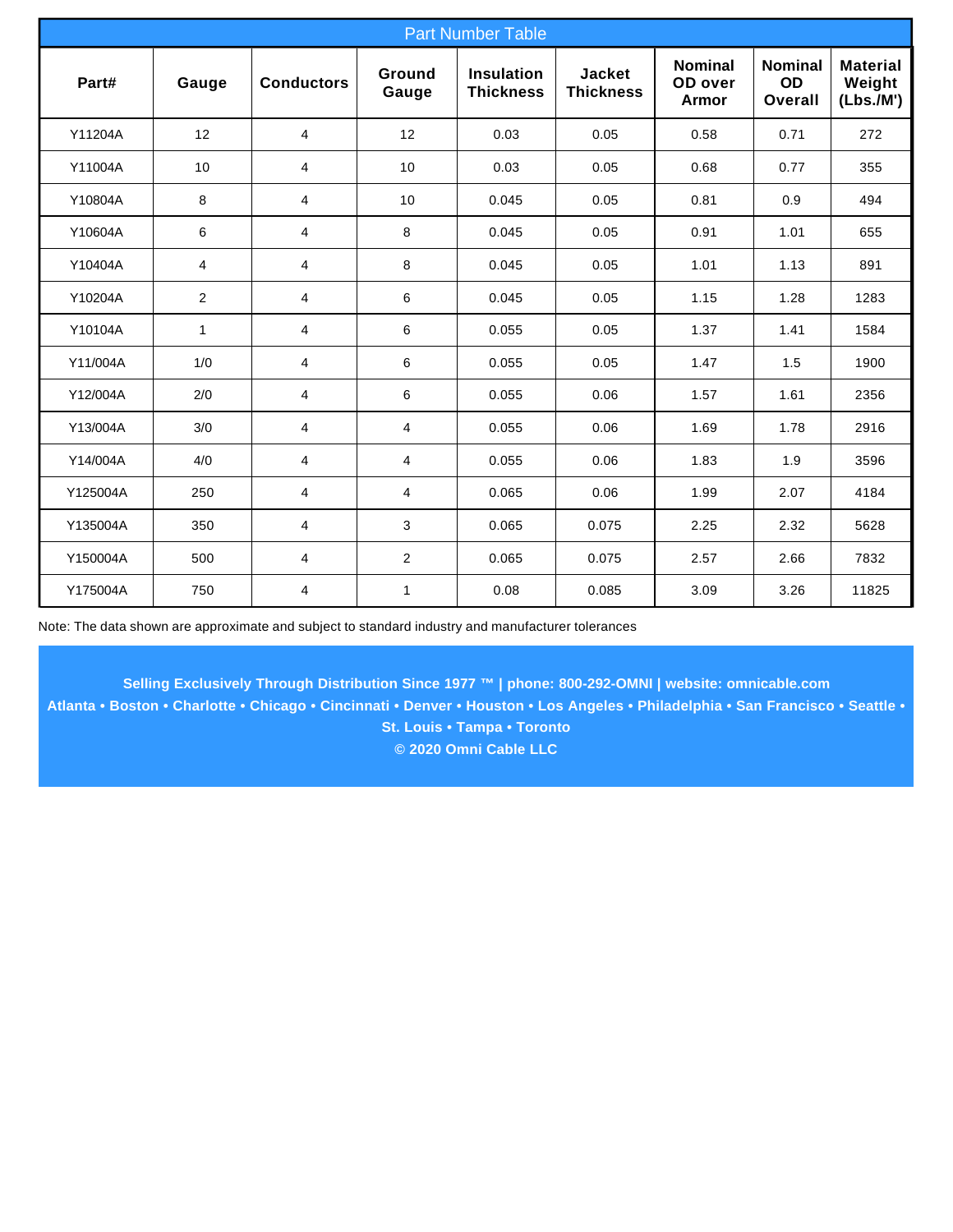## Part Number Table

| Part# | Gauge | Conductors | Ground Gauge | Insulation Thickness | Jacket Thickness | Nominal OD over Armor | Nominal OD Overall | Material Weight (Lbs./M') |
|---|---|---|---|---|---|---|---|---|
| Y11204A | 12 | 4 | 12 | 0.03 | 0.05 | 0.58 | 0.71 | 272 |
| Y11004A | 10 | 4 | 10 | 0.03 | 0.05 | 0.68 | 0.77 | 355 |
| Y10804A | 8 | 4 | 10 | 0.045 | 0.05 | 0.81 | 0.9 | 494 |
| Y10604A | 6 | 4 | 8 | 0.045 | 0.05 | 0.91 | 1.01 | 655 |
| Y10404A | 4 | 4 | 8 | 0.045 | 0.05 | 1.01 | 1.13 | 891 |
| Y10204A | 2 | 4 | 6 | 0.045 | 0.05 | 1.15 | 1.28 | 1283 |
| Y10104A | 1 | 4 | 6 | 0.055 | 0.05 | 1.37 | 1.41 | 1584 |
| Y11/004A | 1/0 | 4 | 6 | 0.055 | 0.05 | 1.47 | 1.5 | 1900 |
| Y12/004A | 2/0 | 4 | 6 | 0.055 | 0.06 | 1.57 | 1.61 | 2356 |
| Y13/004A | 3/0 | 4 | 4 | 0.055 | 0.06 | 1.69 | 1.78 | 2916 |
| Y14/004A | 4/0 | 4 | 4 | 0.055 | 0.06 | 1.83 | 1.9 | 3596 |
| Y125004A | 250 | 4 | 4 | 0.065 | 0.06 | 1.99 | 2.07 | 4184 |
| Y135004A | 350 | 4 | 3 | 0.065 | 0.075 | 2.25 | 2.32 | 5628 |
| Y150004A | 500 | 4 | 2 | 0.065 | 0.075 | 2.57 | 2.66 | 7832 |
| Y175004A | 750 | 4 | 1 | 0.08 | 0.085 | 3.09 | 3.26 | 11825 |

Note: The data shown are approximate and subject to standard industry and manufacturer tolerances

**Selling Exclusively Through Distribution Since 1977 ™ | phone: 800-292-OMNI | website: omnicable.com**
**Atlanta • Boston • Charlotte • Chicago • Cincinnati • Denver • Houston • Los Angeles • Philadelphia • San Francisco • Seattle • St. Louis • Tampa • Toronto**
**© 2020 Omni Cable LLC**